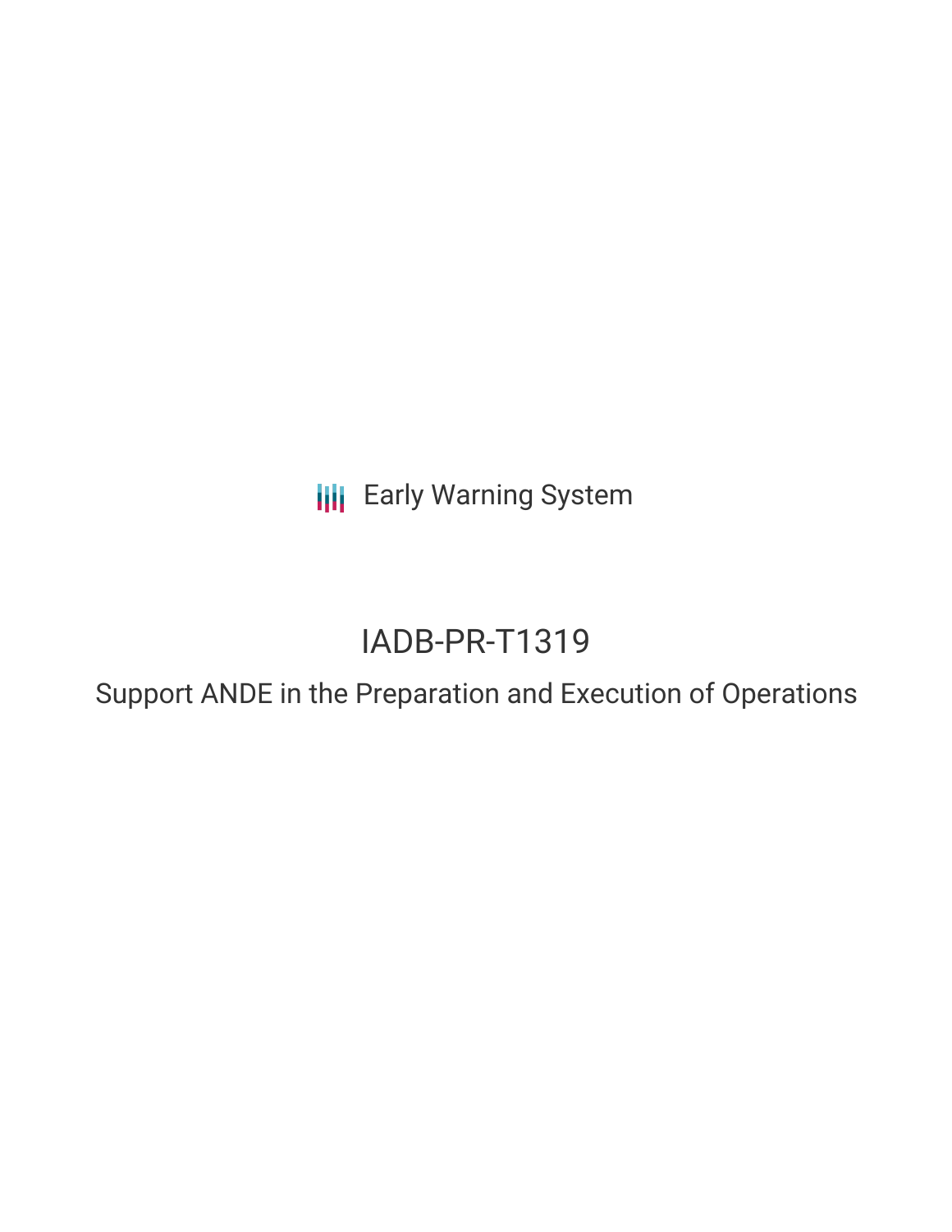Early Warning System

# IADB-PR-T1319

## Support ANDE in the Preparation and Execution of Operations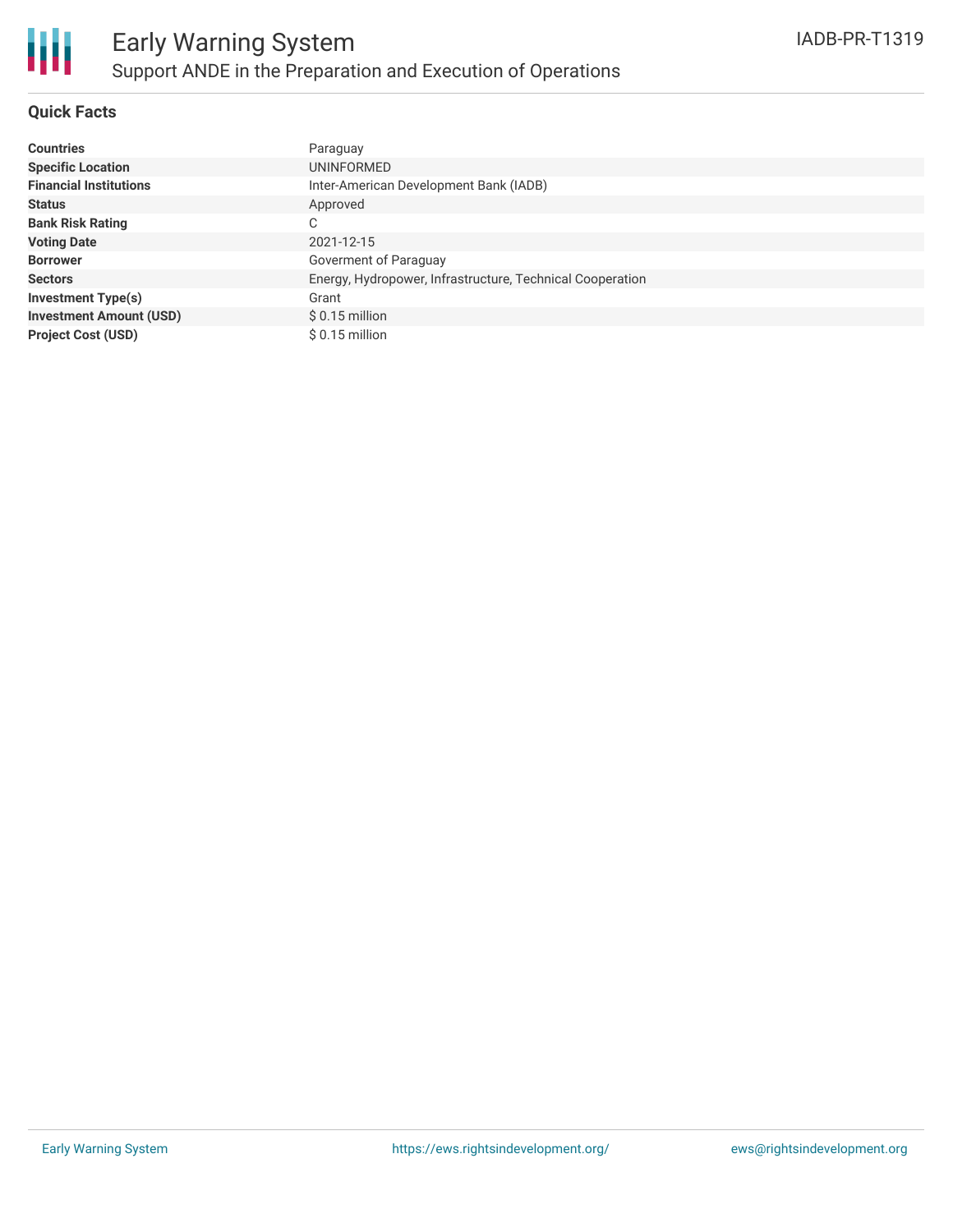# Early Warning System

## Support ANDE in the Preparation and Execution of Operations

IADB-PR-T1319

### Quick Facts

| | |
|---|---|
| **Countries** | Paraguay |
| **Specific Location** | UNINFORMED |
| **Financial Institutions** | Inter-American Development Bank (IADB) |
| **Status** | Approved |
| **Bank Risk Rating** | C |
| **Voting Date** | 2021-12-15 |
| **Borrower** | Goverment of Paraguay |
| **Sectors** | Energy, Hydropower, Infrastructure, Technical Cooperation |
| **Investment Type(s)** | Grant |
| **Investment Amount (USD)** | $ 0.15 million |
| **Project Cost (USD)** | $ 0.15 million |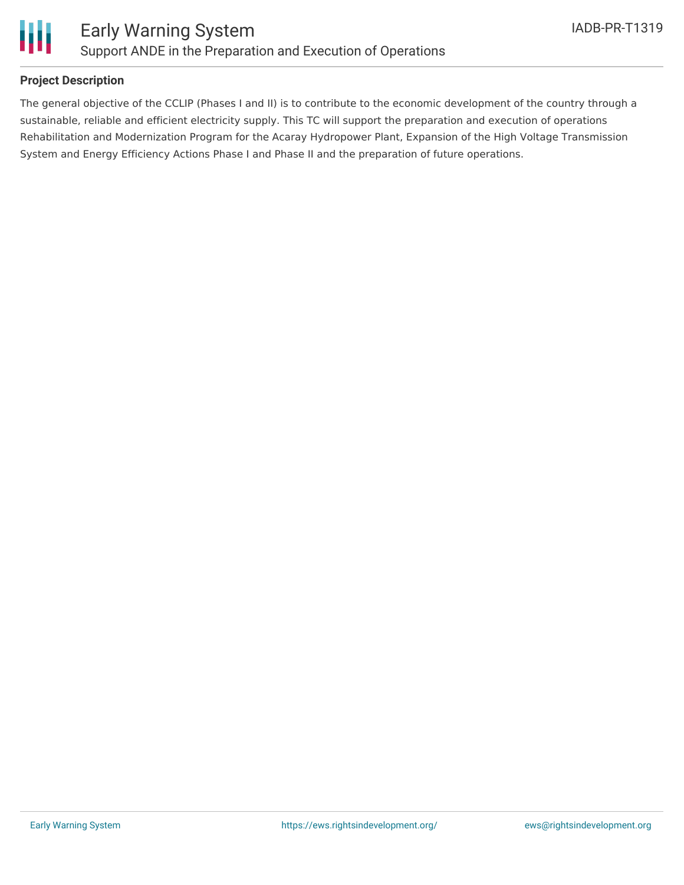**Project Description**

The general objective of the CCLIP (Phases I and II) is to contribute to the economic development of the country through a sustainable, reliable and efficient electricity supply. This TC will support the preparation and execution of operations Rehabilitation and Modernization Program for the Acaray Hydropower Plant, Expansion of the High Voltage Transmission System and Energy Efficiency Actions Phase I and Phase II and the preparation of future operations.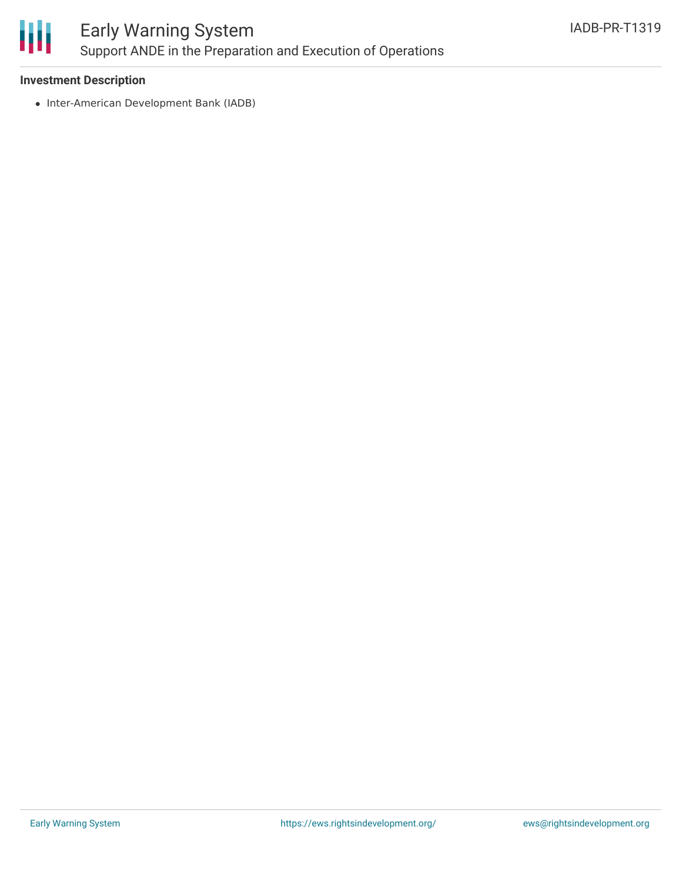**Investment Description**

- Inter-American Development Bank (IADB)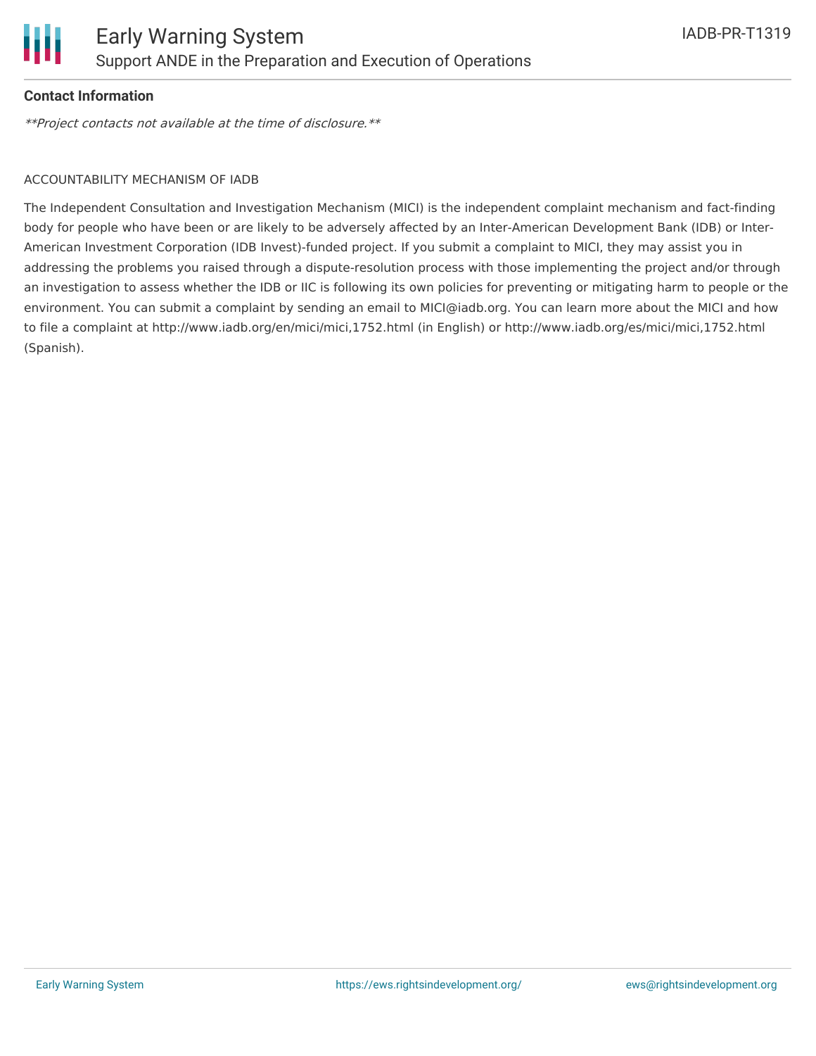**Contact Information**

*\*\*Project contacts not available at the time of disclosure.\*\**

ACCOUNTABILITY MECHANISM OF IADB

The Independent Consultation and Investigation Mechanism (MICI) is the independent complaint mechanism and fact-finding body for people who have been or are likely to be adversely affected by an Inter-American Development Bank (IDB) or Inter-American Investment Corporation (IDB Invest)-funded project. If you submit a complaint to MICI, they may assist you in addressing the problems you raised through a dispute-resolution process with those implementing the project and/or through an investigation to assess whether the IDB or IIC is following its own policies for preventing or mitigating harm to people or the environment. You can submit a complaint by sending an email to MICI@iadb.org. You can learn more about the MICI and how to file a complaint at http://www.iadb.org/en/mici/mici,1752.html (in English) or http://www.iadb.org/es/mici/mici,1752.html (Spanish).